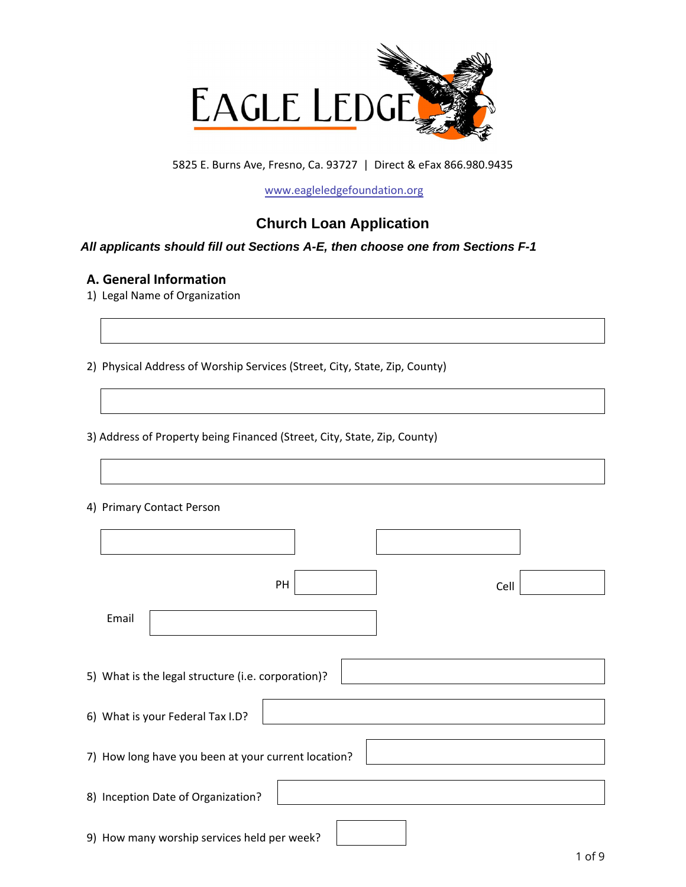# EAGLE LEDGE

5825 E. Burns Ave, Fresno, Ca. 93727 | Direct & eFax 866.980.9435

www.eagleledgefoundation.org

## Church Loan Application

***All applicants should fill out Sections A-E, then choose one from Sections F-1***

### A. General Information

1) Legal Name of Organization

2) Physical Address of Worship Services (Street, City, State, Zip, County)

3) Address of Property being Financed (Street, City, State, Zip, County)

4) Primary Contact Person

PH

Cell

Email

5) What is the legal structure (i.e. corporation)?

6) What is your Federal Tax I.D?

7) How long have you been at your current location?

8) Inception Date of Organization?

9) How many worship services held per week?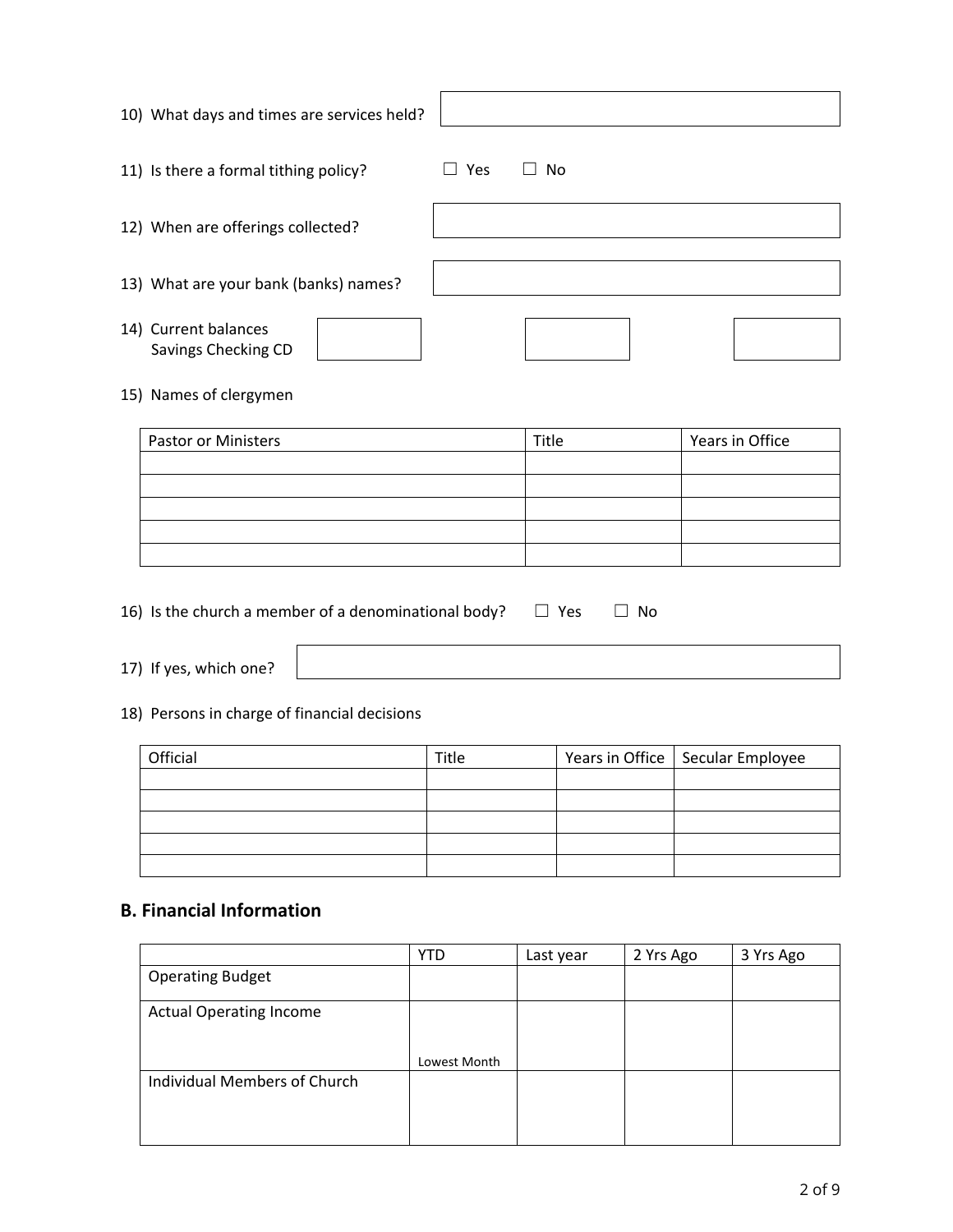10) What days and times are services held?

11) Is there a formal tithing policy? ☐ Yes ☐ No

12) When are offerings collected?

13) What are your bank (banks) names?

14) Current balances
Savings Checking CD

15) Names of clergymen

| Pastor or Ministers | Title | Years in Office |
|---|---|---|
| | | |
| | | |
| | | |
| | | |
| | | |

16) Is the church a member of a denominational body? ☐ Yes ☐ No

17) If yes, which one?

18) Persons in charge of financial decisions

| Official | Title | Years in Office | Secular Employee |
|---|---|---|---|
| | | | |
| | | | |
| | | | |
| | | | |
| | | | |

## B. Financial Information

| | YTD | Last year | 2 Yrs Ago | 3 Yrs Ago |
|---|---|---|---|---|
| Operating Budget | | | | |
| Actual Operating Income | Lowest Month | | | |
| Individual Members of Church | | | | |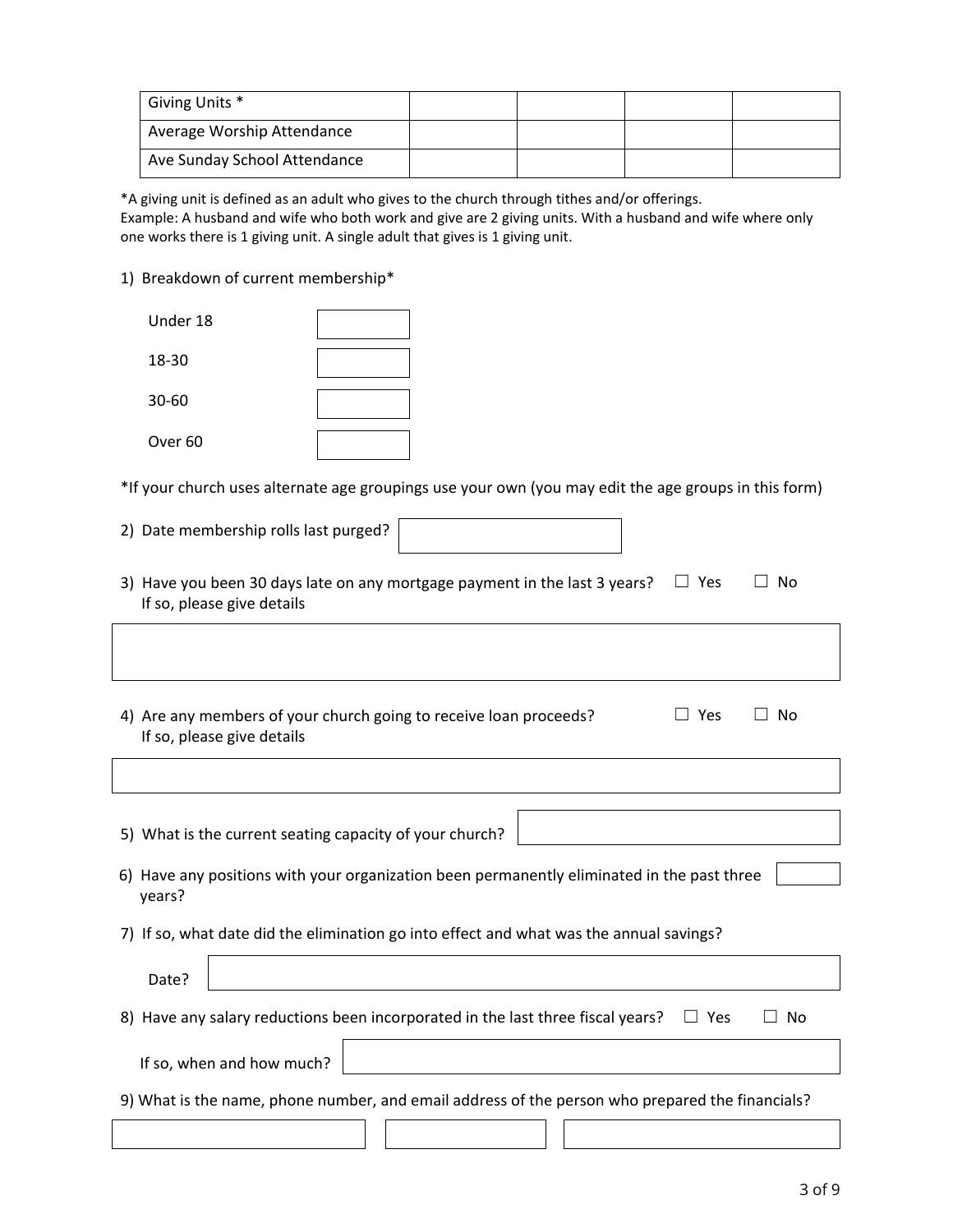| Giving Units * | | | | |
|---|---|---|---|---|
| Average Worship Attendance | | | | |
| Ave Sunday School Attendance | | | | |

*A giving unit is defined as an adult who gives to the church through tithes and/or offerings.
Example: A husband and wife who both work and give are 2 giving units. With a husband and wife where only one works there is 1 giving unit. A single adult that gives is 1 giving unit.

1) Breakdown of current membership*

| | |
|---|---|
| Under 18 | |
| 18-30 | |
| 30-60 | |
| Over 60 | |

*If your church uses alternate age groupings use your own (you may edit the age groups in this form)

2) Date membership rolls last purged?

3) Have you been 30 days late on any mortgage payment in the last 3 years? ☐ Yes ☐ No
If so, please give details

4) Are any members of your church going to receive loan proceeds? ☐ Yes ☐ No
If so, please give details

5) What is the current seating capacity of your church?

6) Have any positions with your organization been permanently eliminated in the past three years?

7) If so, what date did the elimination go into effect and what was the annual savings?

Date?

8) Have any salary reductions been incorporated in the last three fiscal years? ☐ Yes ☐ No

If so, when and how much?

9) What is the name, phone number, and email address of the person who prepared the financials?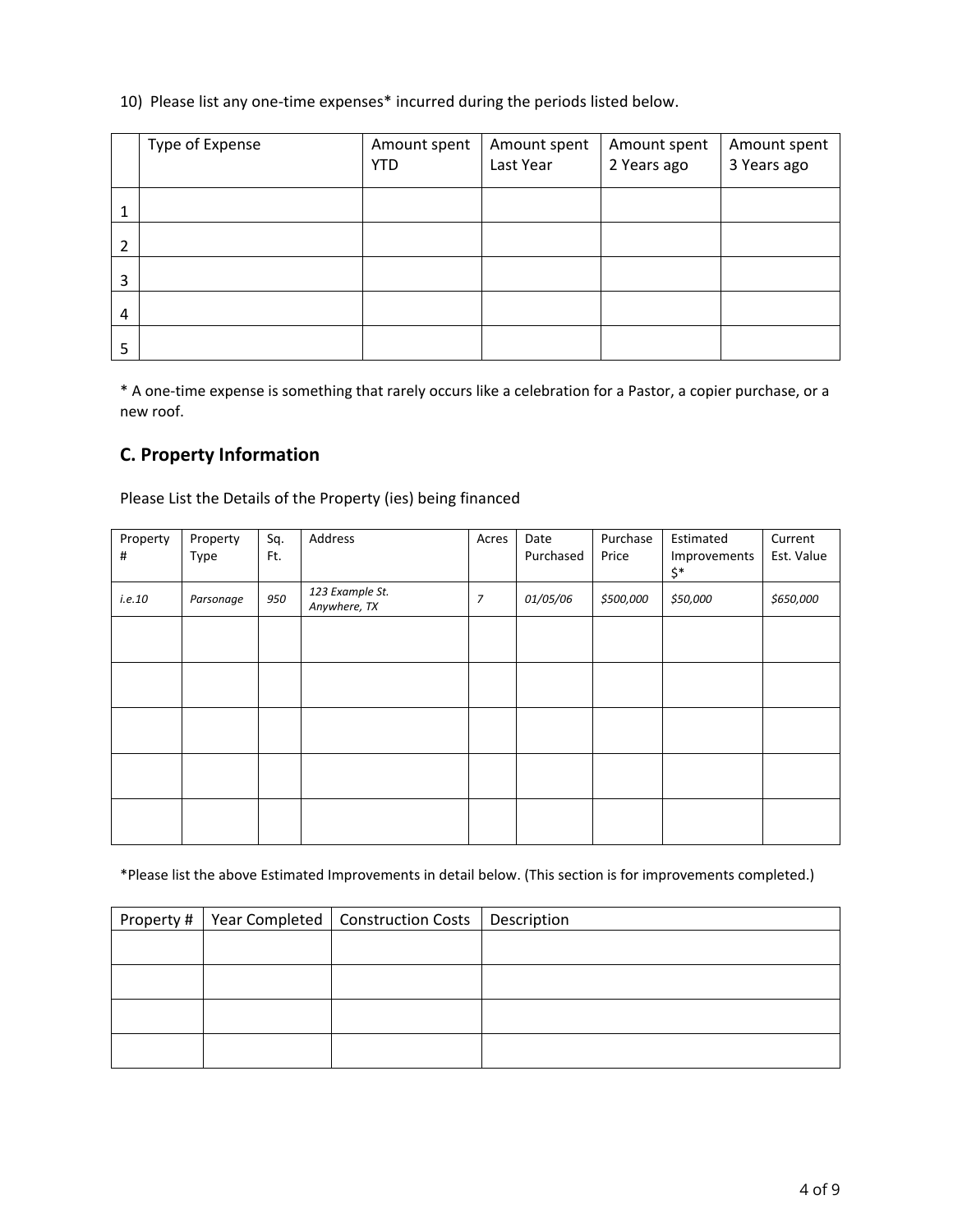10) Please list any one-time expenses* incurred during the periods listed below.

| | Type of Expense | Amount spent YTD | Amount spent Last Year | Amount spent 2 Years ago | Amount spent 3 Years ago |
|---|---|---|---|---|---|
| 1 | | | | | |
| 2 | | | | | |
| 3 | | | | | |
| 4 | | | | | |
| 5 | | | | | |

* A one-time expense is something that rarely occurs like a celebration for a Pastor, a copier purchase, or a new roof.

## C. Property Information

Please List the Details of the Property (ies) being financed

| Property # | Property Type | Sq. Ft. | Address | Acres | Date Purchased | Purchase Price | Estimated Improvements $* | Current Est. Value |
|---|---|---|---|---|---|---|---|---|
| *i.e.10* | *Parsonage* | *950* | *123 Example St. Anywhere, TX* | *7* | *01/05/06* | *$500,000* | *$50,000* | *$650,000* |
| | | | | | | | | |
| | | | | | | | | |
| | | | | | | | | |
| | | | | | | | | |
| | | | | | | | | |

*Please list the above Estimated Improvements in detail below. (This section is for improvements completed.)

| Property # | Year Completed | Construction Costs | Description |
|---|---|---|---|
| | | | |
| | | | |
| | | | |
| | | | |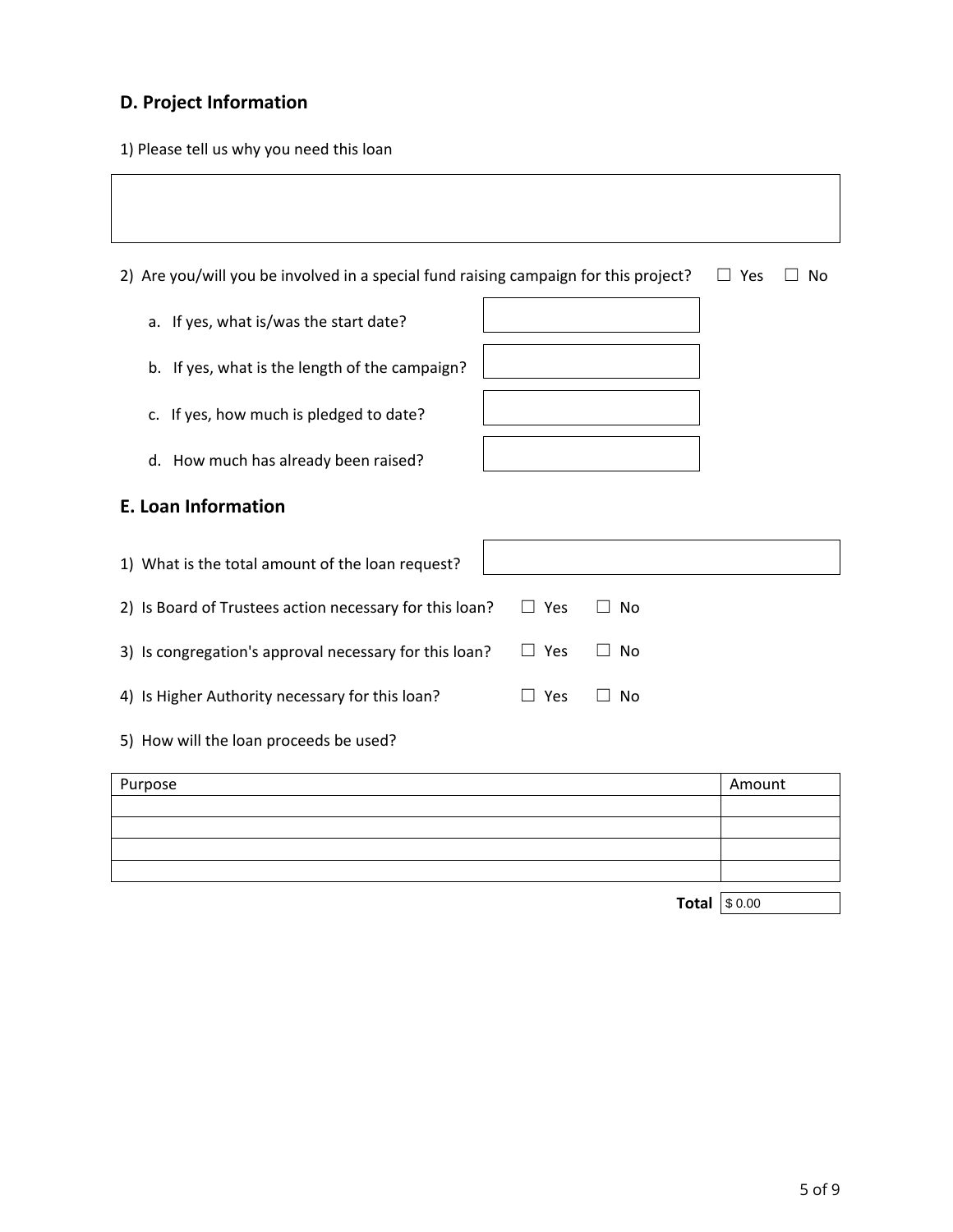## D. Project Information

1) Please tell us why you need this loan

2) Are you/will you be involved in a special fund raising campaign for this project? ☐ Yes ☐ No

a. If yes, what is/was the start date?

b. If yes, what is the length of the campaign?

c. If yes, how much is pledged to date?

d. How much has already been raised?

## E. Loan Information

1) What is the total amount of the loan request?

2) Is Board of Trustees action necessary for this loan? ☐ Yes ☐ No

3) Is congregation's approval necessary for this loan? ☐ Yes ☐ No

4) Is Higher Authority necessary for this loan? ☐ Yes ☐ No

5) How will the loan proceeds be used?

| Purpose | Amount |
| --- | --- |
| | |
| | |
| | |
| | |
| **Total** | $ 0.00 |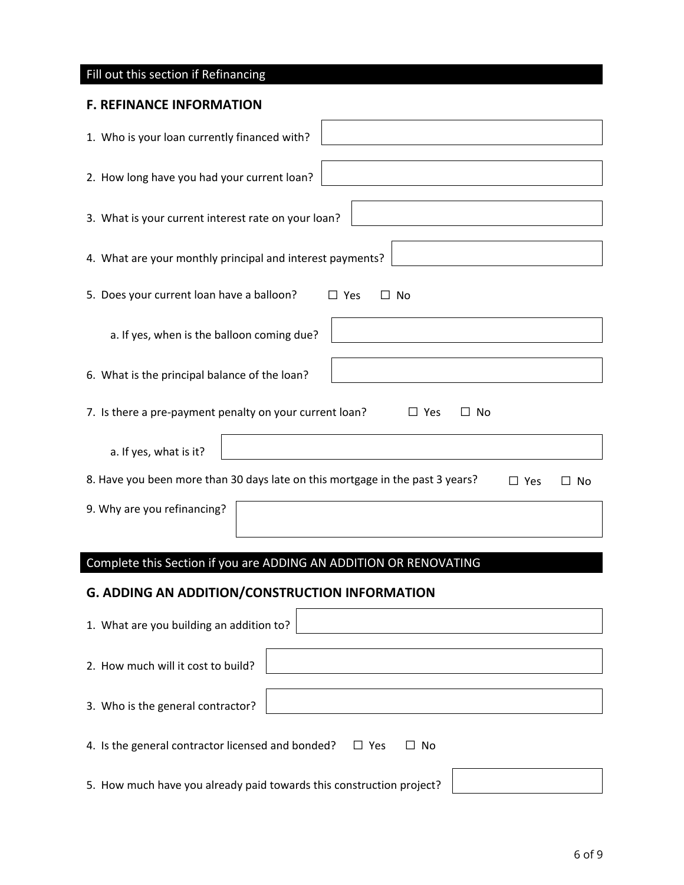Fill out this section if Refinancing

## F. REFINANCE INFORMATION

1. Who is your loan currently financed with?

2. How long have you had your current loan?

3. What is your current interest rate on your loan?

4. What are your monthly principal and interest payments?

5. Does your current loan have a balloon? ☐ Yes ☐ No

   a. If yes, when is the balloon coming due?

6. What is the principal balance of the loan?

7. Is there a pre-payment penalty on your current loan? ☐ Yes ☐ No

   a. If yes, what is it?

8. Have you been more than 30 days late on this mortgage in the past 3 years? ☐ Yes ☐ No

9. Why are you refinancing?

Complete this Section if you are ADDING AN ADDITION OR RENOVATING

## G. ADDING AN ADDITION/CONSTRUCTION INFORMATION

1. What are you building an addition to?

2. How much will it cost to build?

3. Who is the general contractor?

4. Is the general contractor licensed and bonded? ☐ Yes ☐ No

5. How much have you already paid towards this construction project?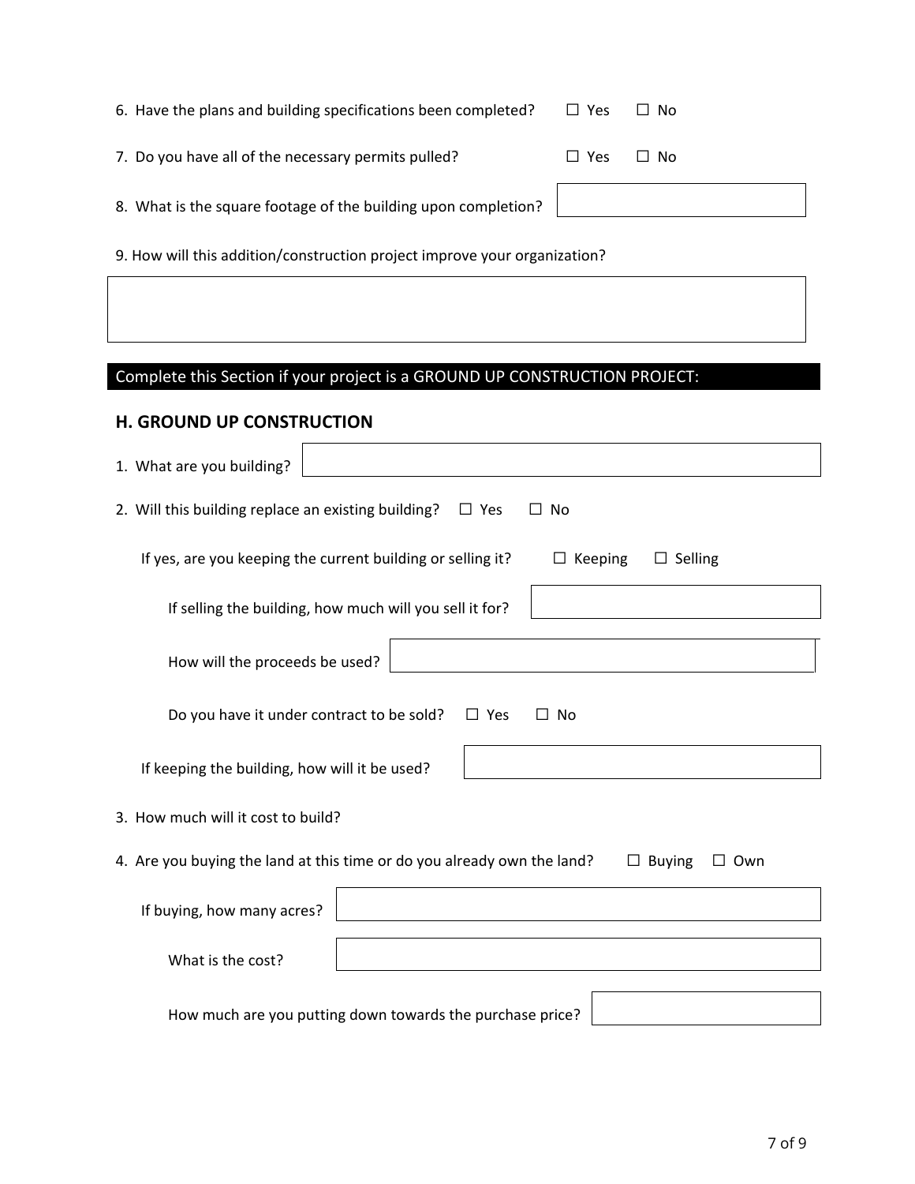6. Have the plans and building specifications been completed? ☐ Yes ☐ No

7. Do you have all of the necessary permits pulled? ☐ Yes ☐ No

8. What is the square footage of the building upon completion?

9. How will this addition/construction project improve your organization?

**Complete this Section if your project is a GROUND UP CONSTRUCTION PROJECT:**

## H. GROUND UP CONSTRUCTION

1. What are you building?

2. Will this building replace an existing building? ☐ Yes ☐ No

   If yes, are you keeping the current building or selling it? ☐ Keeping ☐ Selling

      If selling the building, how much will you sell it for?

      How will the proceeds be used?

      Do you have it under contract to be sold? ☐ Yes ☐ No

   If keeping the building, how will it be used?

3. How much will it cost to build?

4. Are you buying the land at this time or do you already own the land? ☐ Buying ☐ Own

   If buying, how many acres?

      What is the cost?

      How much are you putting down towards the purchase price?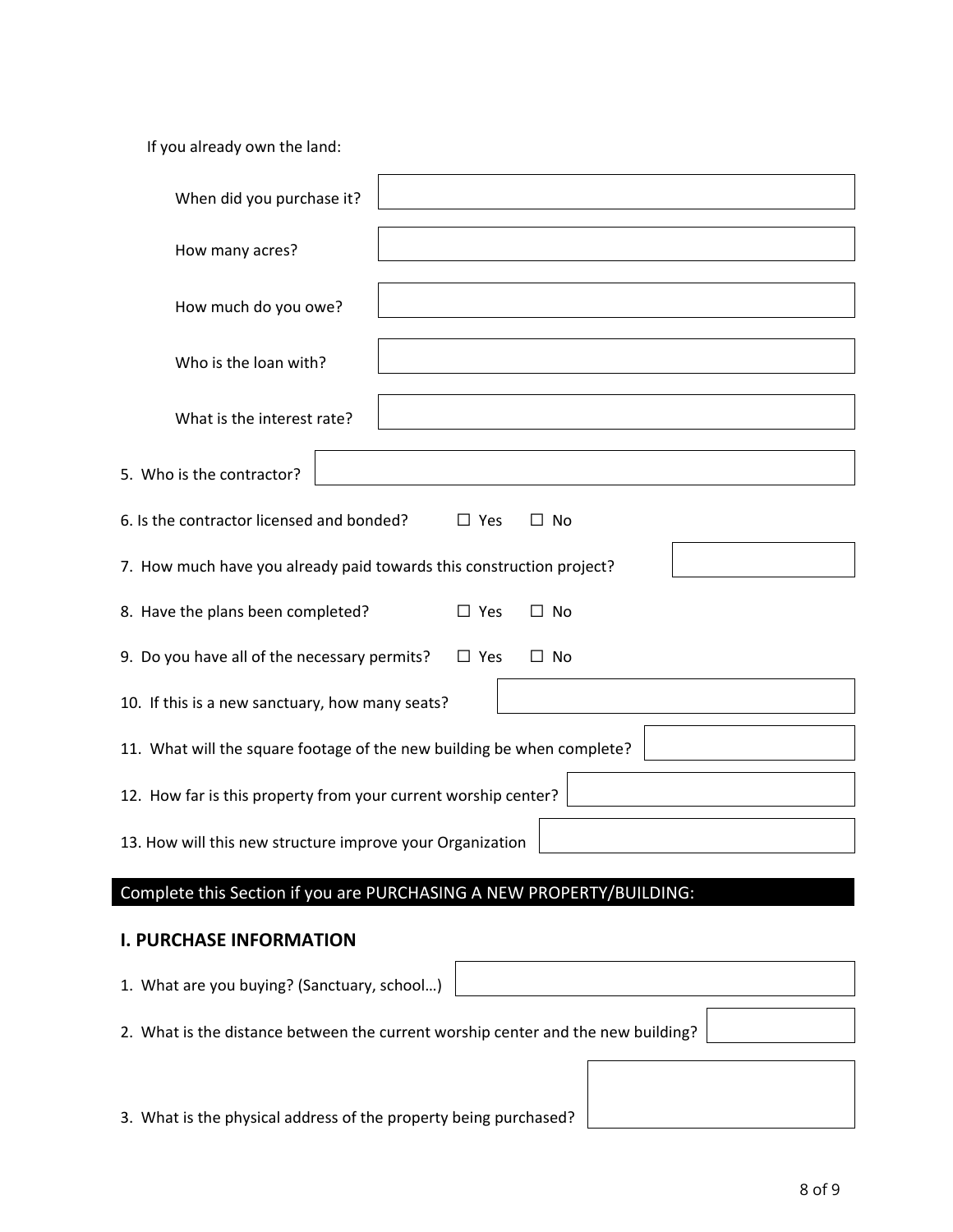If you already own the land:

When did you purchase it?

How many acres?

How much do you owe?

Who is the loan with?

What is the interest rate?

5. Who is the contractor?

6. Is the contractor licensed and bonded? ☐ Yes ☐ No

7. How much have you already paid towards this construction project?

8. Have the plans been completed? ☐ Yes ☐ No

9. Do you have all of the necessary permits? ☐ Yes ☐ No

10. If this is a new sanctuary, how many seats?

11. What will the square footage of the new building be when complete?

12. How far is this property from your current worship center?

13. How will this new structure improve your Organization

## Complete this Section if you are PURCHASING A NEW PROPERTY/BUILDING:

### I. PURCHASE INFORMATION

1. What are you buying? (Sanctuary, school…)

2. What is the distance between the current worship center and the new building?

3. What is the physical address of the property being purchased?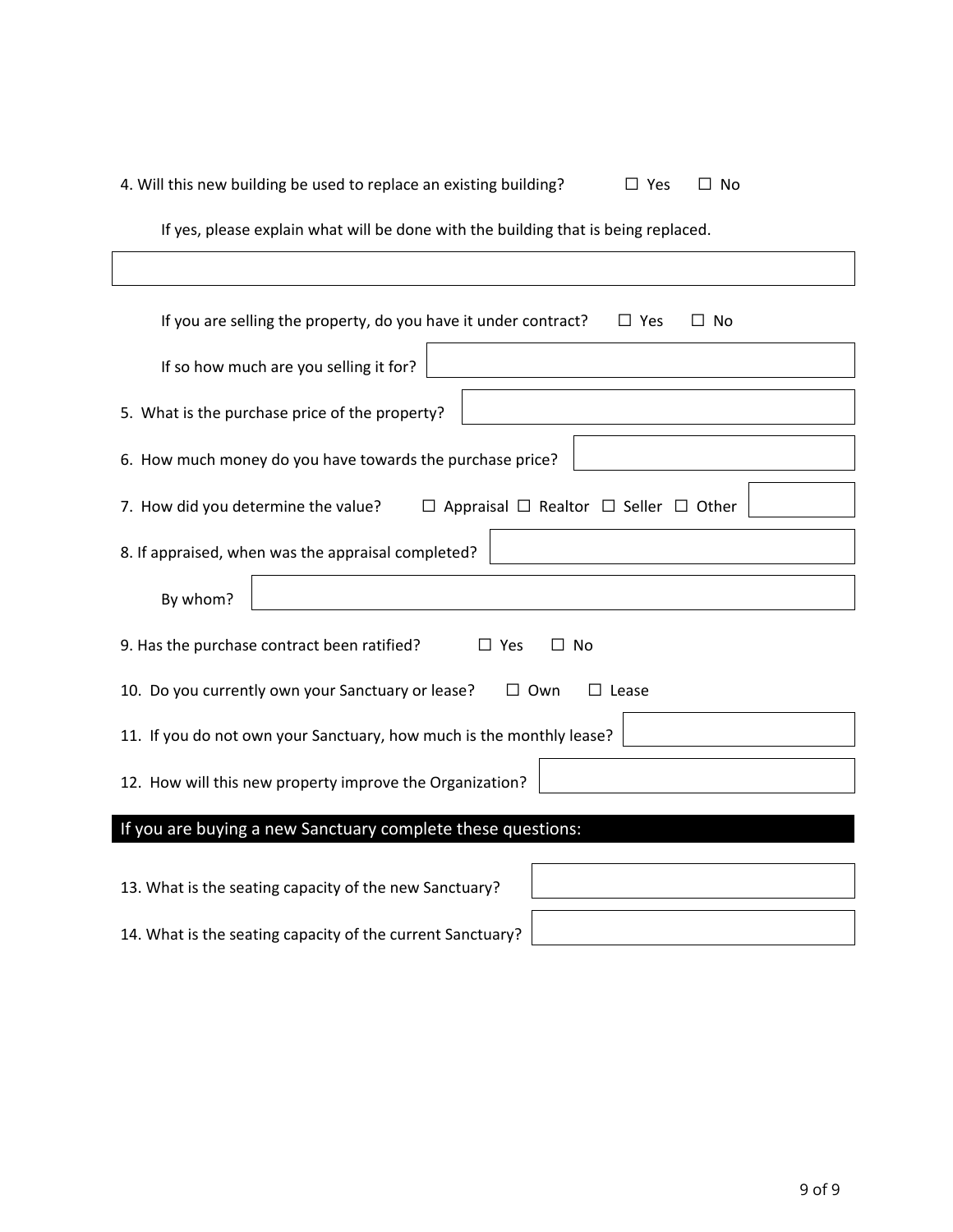4. Will this new building be used to replace an existing building? ☐ Yes ☐ No

If yes, please explain what will be done with the building that is being replaced.

If you are selling the property, do you have it under contract? ☐ Yes ☐ No

If so how much are you selling it for?

5. What is the purchase price of the property?

6. How much money do you have towards the purchase price?

7. How did you determine the value? ☐ Appraisal ☐ Realtor ☐ Seller ☐ Other

8. If appraised, when was the appraisal completed?

By whom?

9. Has the purchase contract been ratified? ☐ Yes ☐ No

10. Do you currently own your Sanctuary or lease? ☐ Own ☐ Lease

11. If you do not own your Sanctuary, how much is the monthly lease?

12. How will this new property improve the Organization?

## If you are buying a new Sanctuary complete these questions:

13. What is the seating capacity of the new Sanctuary?

14. What is the seating capacity of the current Sanctuary?